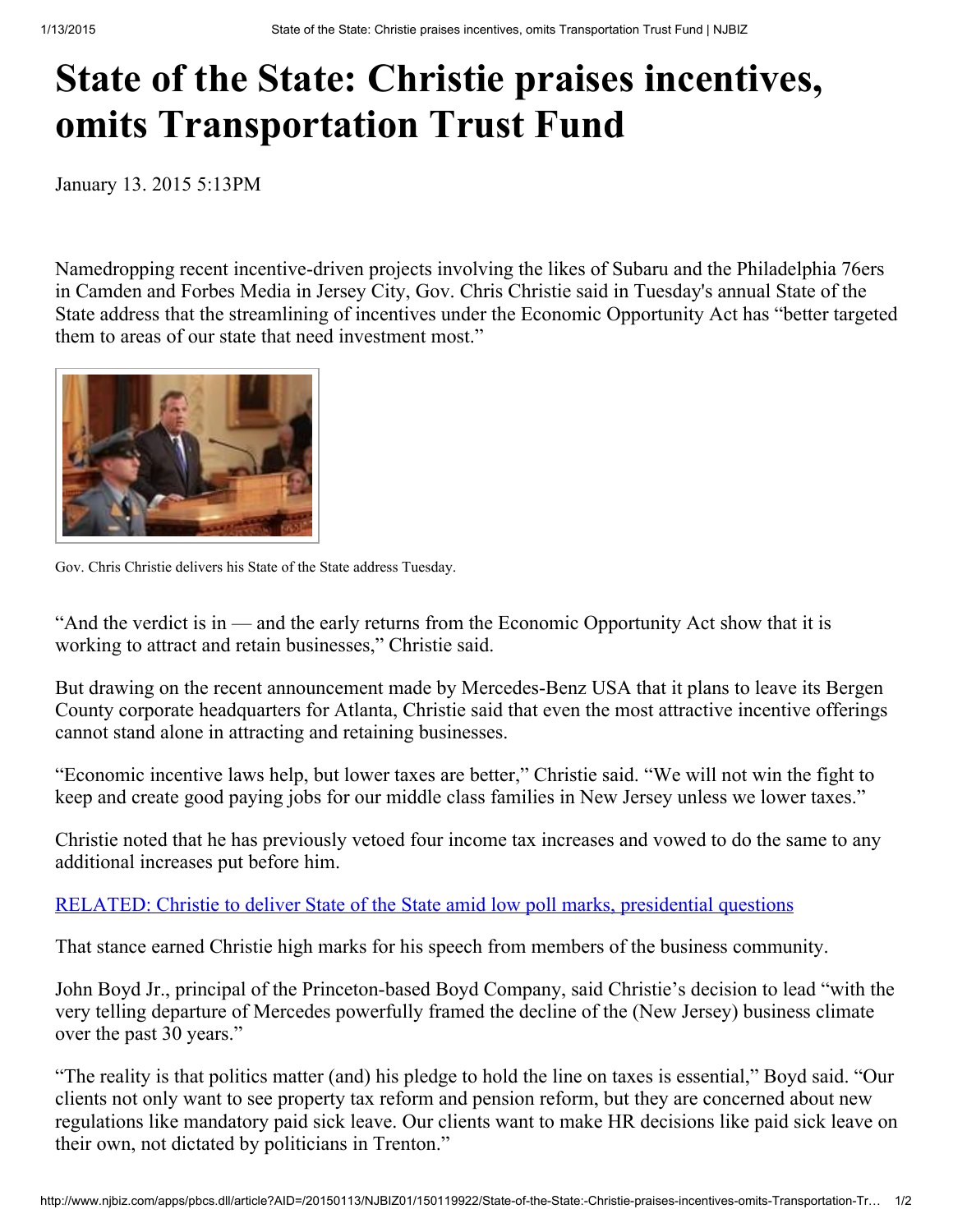# State of the State: Christie praises incentives, omits Transportation Trust Fund

January 13. 2015 5:13PM

Namedropping recent incentive-driven projects involving the likes of Subaru and the Philadelphia 76ers in Camden and Forbes Media in Jersey City, Gov. Chris Christie said in Tuesday's annual State of the State address that the streamlining of incentives under the Economic Opportunity Act has "better targeted them to areas of our state that need investment most."

Gov. Chris Christie delivers his State of the State address Tuesday.

"And the verdict is in — and the early returns from the Economic Opportunity Act show that it is working to attract and retain businesses," Christie said.

But drawing on the recent announcement made by Mercedes-Benz USA that it plans to leave its Bergen County corporate headquarters for Atlanta, Christie said that even the most attractive incentive offerings cannot stand alone in attracting and retaining businesses.

"Economic incentive laws help, but lower taxes are better," Christie said. "We will not win the fight to keep and create good paying jobs for our middle class families in New Jersey unless we lower taxes."

Christie noted that he has previously vetoed four income tax increases and vowed to do the same to any additional increases put before him.

RELATED: Christie to deliver State of the State amid low poll marks, presidential questions

That stance earned Christie high marks for his speech from members of the business community.

John Boyd Jr., principal of the Princeton-based Boyd Company, said Christie's decision to lead "with the very telling departure of Mercedes powerfully framed the decline of the (New Jersey) business climate over the past 30 years."

"The reality is that politics matter (and) his pledge to hold the line on taxes is essential," Boyd said. "Our clients not only want to see property tax reform and pension reform, but they are concerned about new regulations like mandatory paid sick leave. Our clients want to make HR decisions like paid sick leave on their own, not dictated by politicians in Trenton."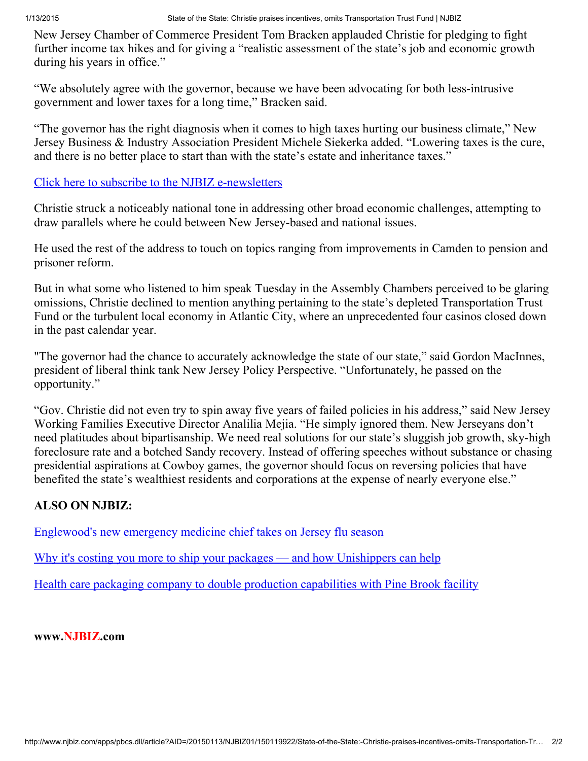New Jersey Chamber of Commerce President Tom Bracken applauded Christie for pledging to fight further income tax hikes and for giving a "realistic assessment of the state's job and economic growth during his years in office."

"We absolutely agree with the governor, because we have been advocating for both less-intrusive government and lower taxes for a long time," Bracken said.

"The governor has the right diagnosis when it comes to high taxes hurting our business climate," New Jersey Business & Industry Association President Michele Siekerka added. "Lowering taxes is the cure, and there is no better place to start than with the state's estate and inheritance taxes."

Click here to subscribe to the NJBIZ e-newsletters

Christie struck a noticeably national tone in addressing other broad economic challenges, attempting to draw parallels where he could between New Jersey-based and national issues.

He used the rest of the address to touch on topics ranging from improvements in Camden to pension and prisoner reform.

But in what some who listened to him speak Tuesday in the Assembly Chambers perceived to be glaring omissions, Christie declined to mention anything pertaining to the state's depleted Transportation Trust Fund or the turbulent local economy in Atlantic City, where an unprecedented four casinos closed down in the past calendar year.

"The governor had the chance to accurately acknowledge the state of our state," said Gordon MacInnes, president of liberal think tank New Jersey Policy Perspective. "Unfortunately, he passed on the opportunity."

"Gov. Christie did not even try to spin away five years of failed policies in his address," said New Jersey Working Families Executive Director Analilia Mejia. "He simply ignored them. New Jerseyans don't need platitudes about bipartisanship. We need real solutions for our state's sluggish job growth, sky-high foreclosure rate and a botched Sandy recovery. Instead of offering speeches without substance or chasing presidential aspirations at Cowboy games, the governor should focus on reversing policies that have benefited the state's wealthiest residents and corporations at the expense of nearly everyone else."

**ALSO ON NJBIZ:**

Englewood's new emergency medicine chief takes on Jersey flu season

Why it's costing you more to ship your packages — and how Unishippers can help

Health care packaging company to double production capabilities with Pine Brook facility

**www.NJBIZ.com**